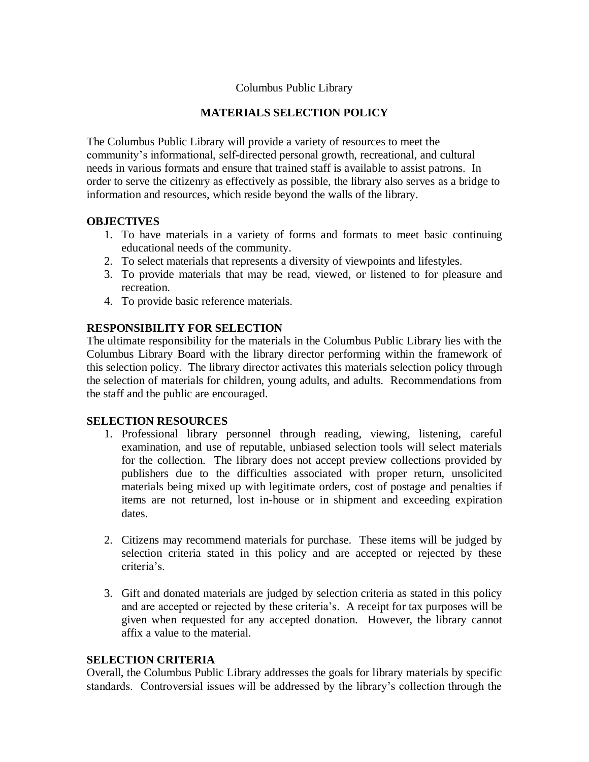Columbus Public Library

# MATERIALS SELECTION POLICY

The Columbus Public Library will provide a variety of resources to meet the community's informational, self-directed personal growth, recreational, and cultural needs in various formats and ensure that trained staff is available to assist patrons. In order to serve the citizenry as effectively as possible, the library also serves as a bridge to information and resources, which reside beyond the walls of the library.

## OBJECTIVES

1. To have materials in a variety of forms and formats to meet basic continuing educational needs of the community.
2. To select materials that represents a diversity of viewpoints and lifestyles.
3. To provide materials that may be read, viewed, or listened to for pleasure and recreation.
4. To provide basic reference materials.

## RESPONSIBILITY FOR SELECTION

The ultimate responsibility for the materials in the Columbus Public Library lies with the Columbus Library Board with the library director performing within the framework of this selection policy. The library director activates this materials selection policy through the selection of materials for children, young adults, and adults. Recommendations from the staff and the public are encouraged.

## SELECTION RESOURCES

1. Professional library personnel through reading, viewing, listening, careful examination, and use of reputable, unbiased selection tools will select materials for the collection. The library does not accept preview collections provided by publishers due to the difficulties associated with proper return, unsolicited materials being mixed up with legitimate orders, cost of postage and penalties if items are not returned, lost in-house or in shipment and exceeding expiration dates.

2. Citizens may recommend materials for purchase. These items will be judged by selection criteria stated in this policy and are accepted or rejected by these criteria's.

3. Gift and donated materials are judged by selection criteria as stated in this policy and are accepted or rejected by these criteria's. A receipt for tax purposes will be given when requested for any accepted donation. However, the library cannot affix a value to the material.

## SELECTION CRITERIA

Overall, the Columbus Public Library addresses the goals for library materials by specific standards. Controversial issues will be addressed by the library's collection through the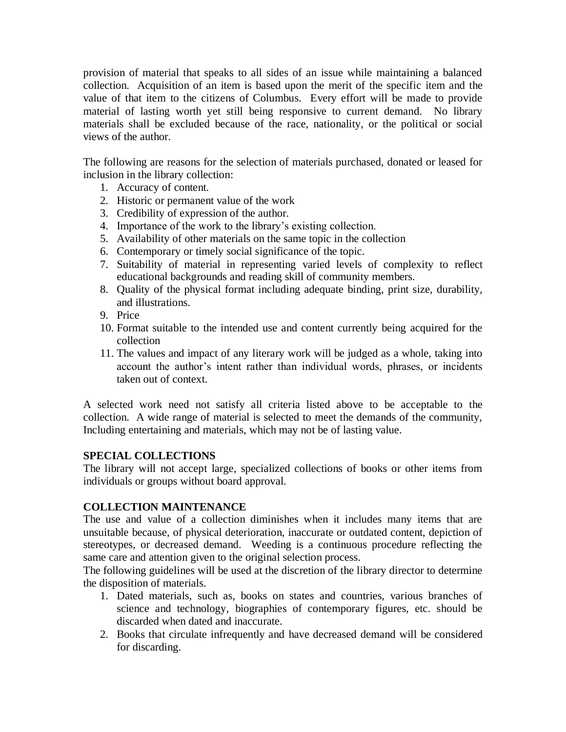provision of material that speaks to all sides of an issue while maintaining a balanced collection. Acquisition of an item is based upon the merit of the specific item and the value of that item to the citizens of Columbus. Every effort will be made to provide material of lasting worth yet still being responsive to current demand. No library materials shall be excluded because of the race, nationality, or the political or social views of the author.

The following are reasons for the selection of materials purchased, donated or leased for inclusion in the library collection:

1. Accuracy of content.
2. Historic or permanent value of the work
3. Credibility of expression of the author.
4. Importance of the work to the library's existing collection.
5. Availability of other materials on the same topic in the collection
6. Contemporary or timely social significance of the topic.
7. Suitability of material in representing varied levels of complexity to reflect educational backgrounds and reading skill of community members.
8. Quality of the physical format including adequate binding, print size, durability, and illustrations.
9. Price
10. Format suitable to the intended use and content currently being acquired for the collection
11. The values and impact of any literary work will be judged as a whole, taking into account the author's intent rather than individual words, phrases, or incidents taken out of context.

A selected work need not satisfy all criteria listed above to be acceptable to the collection. A wide range of material is selected to meet the demands of the community, Including entertaining and materials, which may not be of lasting value.

**SPECIAL COLLECTIONS**

The library will not accept large, specialized collections of books or other items from individuals or groups without board approval.

**COLLECTION MAINTENANCE**

The use and value of a collection diminishes when it includes many items that are unsuitable because, of physical deterioration, inaccurate or outdated content, depiction of stereotypes, or decreased demand. Weeding is a continuous procedure reflecting the same care and attention given to the original selection process.

The following guidelines will be used at the discretion of the library director to determine the disposition of materials.

1. Dated materials, such as, books on states and countries, various branches of science and technology, biographies of contemporary figures, etc. should be discarded when dated and inaccurate.
2. Books that circulate infrequently and have decreased demand will be considered for discarding.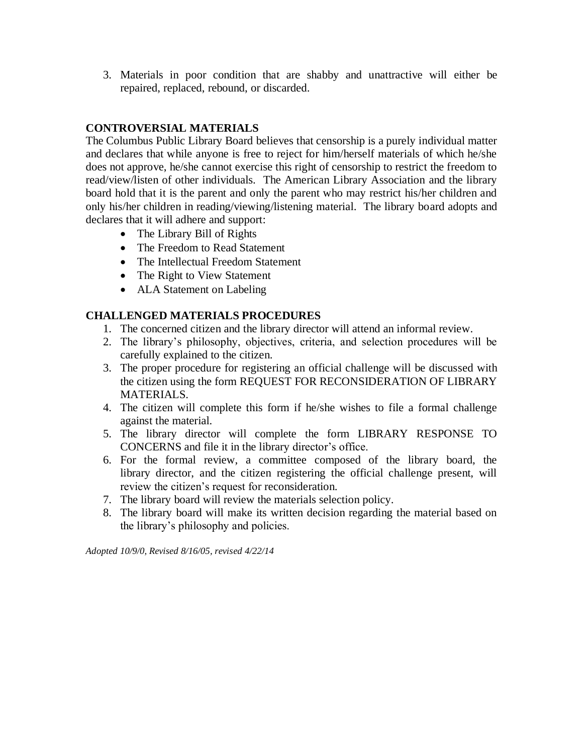3. Materials in poor condition that are shabby and unattractive will either be repaired, replaced, rebound, or discarded.

## CONTROVERSIAL MATERIALS

The Columbus Public Library Board believes that censorship is a purely individual matter and declares that while anyone is free to reject for him/herself materials of which he/she does not approve, he/she cannot exercise this right of censorship to restrict the freedom to read/view/listen of other individuals. The American Library Association and the library board hold that it is the parent and only the parent who may restrict his/her children and only his/her children in reading/viewing/listening material. The library board adopts and declares that it will adhere and support:

- The Library Bill of Rights
- The Freedom to Read Statement
- The Intellectual Freedom Statement
- The Right to View Statement
- ALA Statement on Labeling

## CHALLENGED MATERIALS PROCEDURES

1. The concerned citizen and the library director will attend an informal review.
2. The library's philosophy, objectives, criteria, and selection procedures will be carefully explained to the citizen.
3. The proper procedure for registering an official challenge will be discussed with the citizen using the form REQUEST FOR RECONSIDERATION OF LIBRARY MATERIALS.
4. The citizen will complete this form if he/she wishes to file a formal challenge against the material.
5. The library director will complete the form LIBRARY RESPONSE TO CONCERNS and file it in the library director's office.
6. For the formal review, a committee composed of the library board, the library director, and the citizen registering the official challenge present, will review the citizen's request for reconsideration.
7. The library board will review the materials selection policy.
8. The library board will make its written decision regarding the material based on the library's philosophy and policies.

*Adopted 10/9/0, Revised 8/16/05, revised 4/22/14*